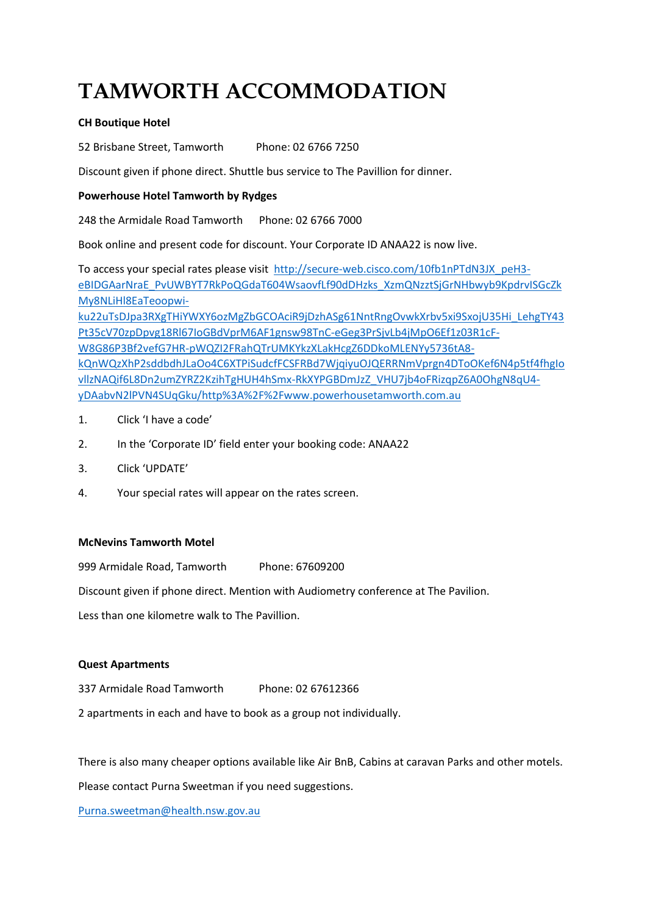# TAMWORTH ACCOMMODATION

**CH Boutique Hotel**

52 Brisbane Street, Tamworth Phone: 02 6766 7250

Discount given if phone direct. Shuttle bus service to The Pavillion for dinner.

**Powerhouse Hotel Tamworth by Rydges**

248 the Armidale Road Tamworth Phone: 02 6766 7000

Book online and present code for discount. Your Corporate ID ANAA22 is now live.

To access your special rates please visit [http://secure-web.cisco.com/10fb1nPTdN3JX_peH3-eBIDGAarNraE_PvUWBYT7RkPoQGdaT604WsaovfLf90dDHzks_XzmQNzztSjGrNHbwyb9KpdrvlSGcZkMy8NLiHl8EaTeoopwi-ku22uTsDJpa3RXgTHiYWXY6ozMgZbGCOAciR9jDzhASg61NntRngOvwkXrbv5xi9SxojU35Hi_LehgTY43Pt35cV70zpDpvg18Rl67IoGBdVprM6AF1gnsw98TnC-eGeg3PrSjvLb4jMpO6Ef1z03R1cF-W8G86P3Bf2vefG7HR-pWQZI2FRahQTrUMKYkzXLakHcgZ6DDkoMLENYy5736tA8-kQnWQzXhP2sddbdhJLaOo4C6XTPiSudcfFCSFRBd7WjqiyuOJQERRNmVprgn4DToOKef6N4p5tf4fhgIovIlzNAQif6L8Dn2umZYRZ2KzihTgHUH4hSmx-RkXYPGBDmJzZ_VHU7jb4oFRizqpZ6A0OhgN8qU4-yDAabvN2lPVN4SUqGku/http%3A%2F%2Fwww.powerhousetamworth.com.au](http://secure-web.cisco.com/10fb1nPTdN3JX_peH3-eBIDGAarNraE_PvUWBYT7RkPoQGdaT604WsaovfLf90dDHzks_XzmQNzztSjGrNHbwyb9KpdrvlSGcZkMy8NLiHl8EaTeoopwi-ku22uTsDJpa3RXgTHiYWXY6ozMgZbGCOAciR9jDzhASg61NntRngOvwkXrbv5xi9SxojU35Hi_LehgTY43Pt35cV70zpDpvg18Rl67IoGBdVprM6AF1gnsw98TnC-eGeg3PrSjvLb4jMpO6Ef1z03R1cF-W8G86P3Bf2vefG7HR-pWQZI2FRahQTrUMKYkzXLakHcgZ6DDkoMLENYy5736tA8-kQnWQzXhP2sddbdhJLaOo4C6XTPiSudcfFCSFRBd7WjqiyuOJQERRNmVprgn4DToOKef6N4p5tf4fhgIovIlzNAQif6L8Dn2umZYRZ2KzihTgHUH4hSmx-RkXYPGBDmJzZ_VHU7jb4oFRizqpZ6A0OhgN8qU4-yDAabvN2lPVN4SUqGku/http%3A%2F%2Fwww.powerhousetamworth.com.au)

1. Click 'I have a code'
2. In the 'Corporate ID' field enter your booking code: ANAA22
3. Click 'UPDATE'
4. Your special rates will appear on the rates screen.

**McNevins Tamworth Motel**

999 Armidale Road, Tamworth Phone: 67609200

Discount given if phone direct. Mention with Audiometry conference at The Pavilion.

Less than one kilometre walk to The Pavillion.

**Quest Apartments**

337 Armidale Road Tamworth Phone: 02 67612366

2 apartments in each and have to book as a group not individually.

There is also many cheaper options available like Air BnB, Cabins at caravan Parks and other motels.

Please contact Purna Sweetman if you need suggestions.

[Purna.sweetman@health.nsw.gov.au](mailto:Purna.sweetman@health.nsw.gov.au)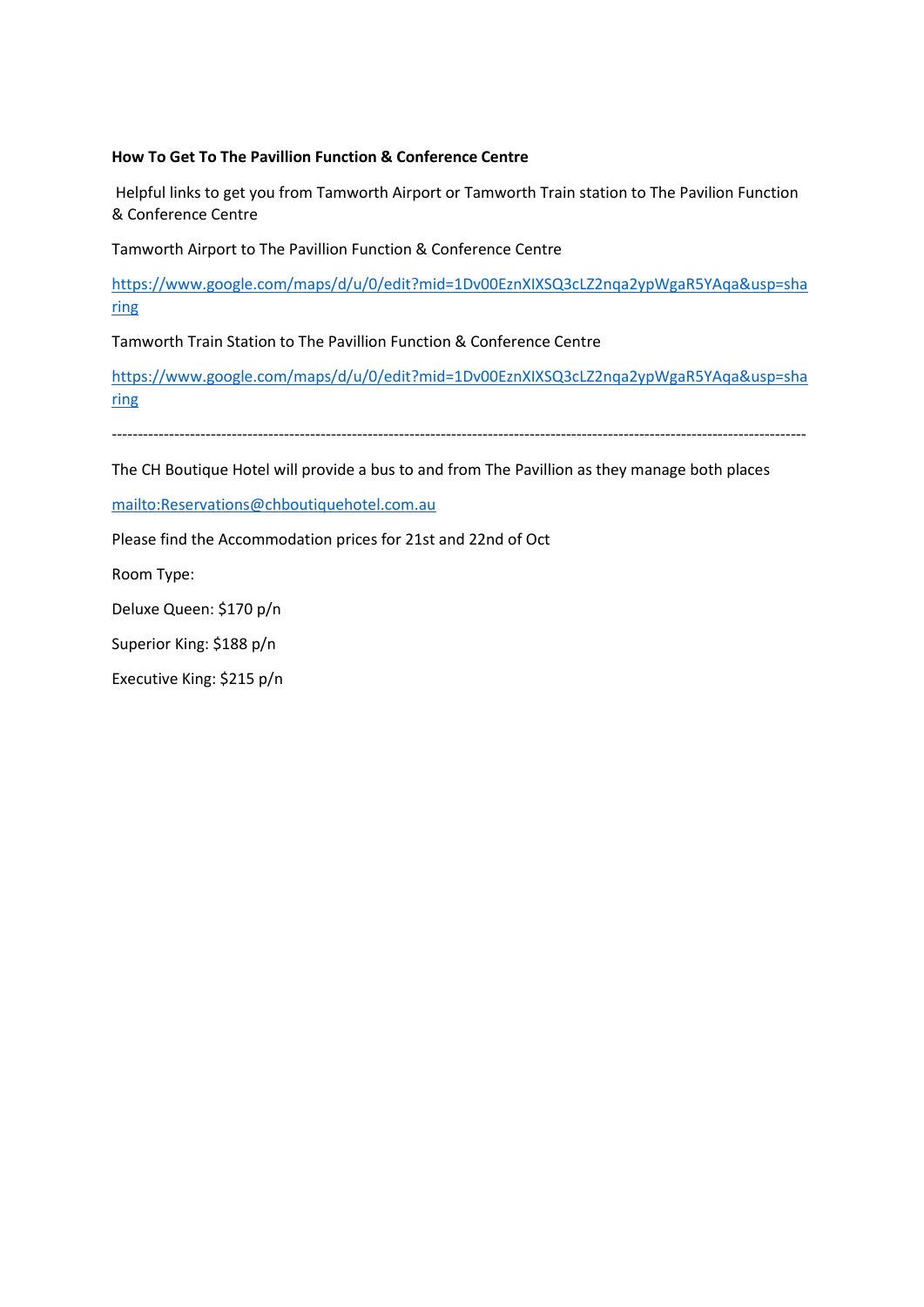**How To Get To The Pavillion Function & Conference Centre**

Helpful links to get you from Tamworth Airport or Tamworth Train station to The Pavilion Function & Conference Centre

Tamworth Airport to The Pavillion Function & Conference Centre

https://www.google.com/maps/d/u/0/edit?mid=1Dv00EznXIXSQ3cLZ2nqa2ypWgaR5YAqa&usp=sharing

Tamworth Train Station to The Pavillion Function & Conference Centre

https://www.google.com/maps/d/u/0/edit?mid=1Dv00EznXIXSQ3cLZ2nqa2ypWgaR5YAqa&usp=sharing

---

The CH Boutique Hotel will provide a bus to and from The Pavillion as they manage both places

mailto:Reservations@chboutiquehotel.com.au

Please find the Accommodation prices for 21st and 22nd of Oct

Room Type:

Deluxe Queen: $170 p/n

Superior King: $188 p/n

Executive King: $215 p/n